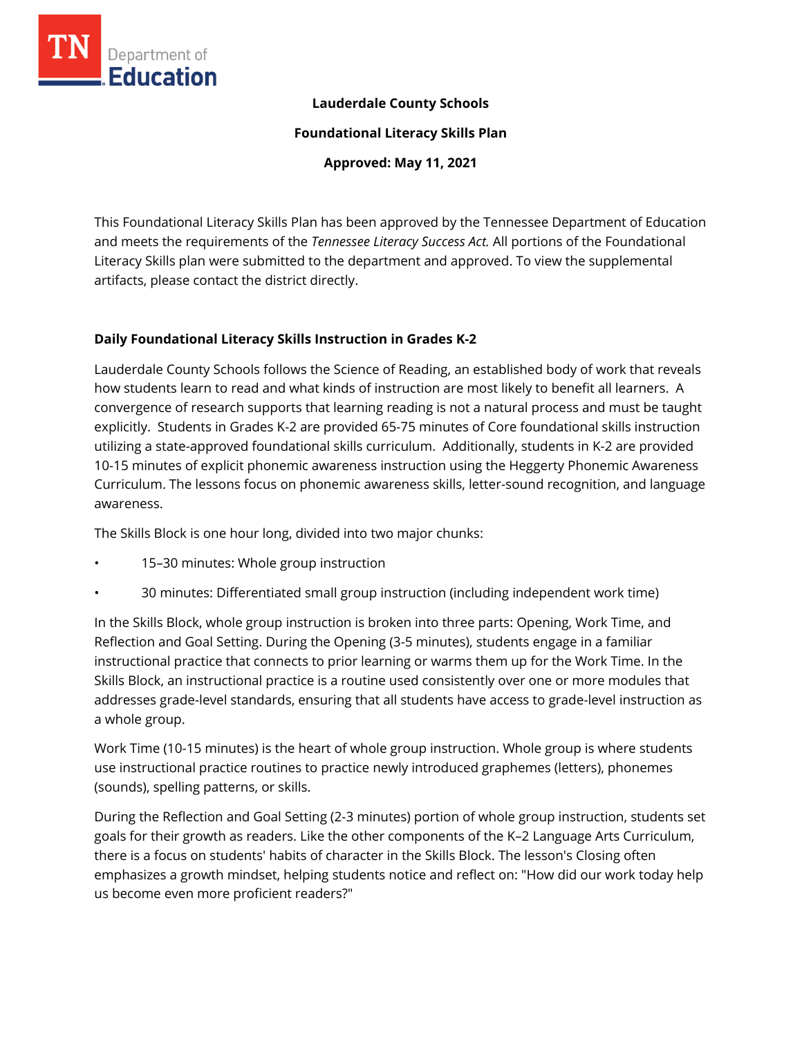**Lauderdale County Schools**

**Foundational Literacy Skills Plan**

**Approved: May 11, 2021**

This Foundational Literacy Skills Plan has been approved by the Tennessee Department of Education and meets the requirements of the *Tennessee Literacy Success Act.* All portions of the Foundational Literacy Skills plan were submitted to the department and approved. To view the supplemental artifacts, please contact the district directly.

## Daily Foundational Literacy Skills Instruction in Grades K-2

Lauderdale County Schools follows the Science of Reading, an established body of work that reveals how students learn to read and what kinds of instruction are most likely to benefit all learners. A convergence of research supports that learning reading is not a natural process and must be taught explicitly. Students in Grades K-2 are provided 65-75 minutes of Core foundational skills instruction utilizing a state-approved foundational skills curriculum. Additionally, students in K-2 are provided 10-15 minutes of explicit phonemic awareness instruction using the Heggerty Phonemic Awareness Curriculum. The lessons focus on phonemic awareness skills, letter-sound recognition, and language awareness.

The Skills Block is one hour long, divided into two major chunks:

- 15–30 minutes: Whole group instruction
- 30 minutes: Differentiated small group instruction (including independent work time)

In the Skills Block, whole group instruction is broken into three parts: Opening, Work Time, and Reflection and Goal Setting. During the Opening (3-5 minutes), students engage in a familiar instructional practice that connects to prior learning or warms them up for the Work Time. In the Skills Block, an instructional practice is a routine used consistently over one or more modules that addresses grade-level standards, ensuring that all students have access to grade-level instruction as a whole group.

Work Time (10-15 minutes) is the heart of whole group instruction. Whole group is where students use instructional practice routines to practice newly introduced graphemes (letters), phonemes (sounds), spelling patterns, or skills.

During the Reflection and Goal Setting (2-3 minutes) portion of whole group instruction, students set goals for their growth as readers. Like the other components of the K–2 Language Arts Curriculum, there is a focus on students' habits of character in the Skills Block. The lesson's Closing often emphasizes a growth mindset, helping students notice and reflect on: "How did our work today help us become even more proficient readers?"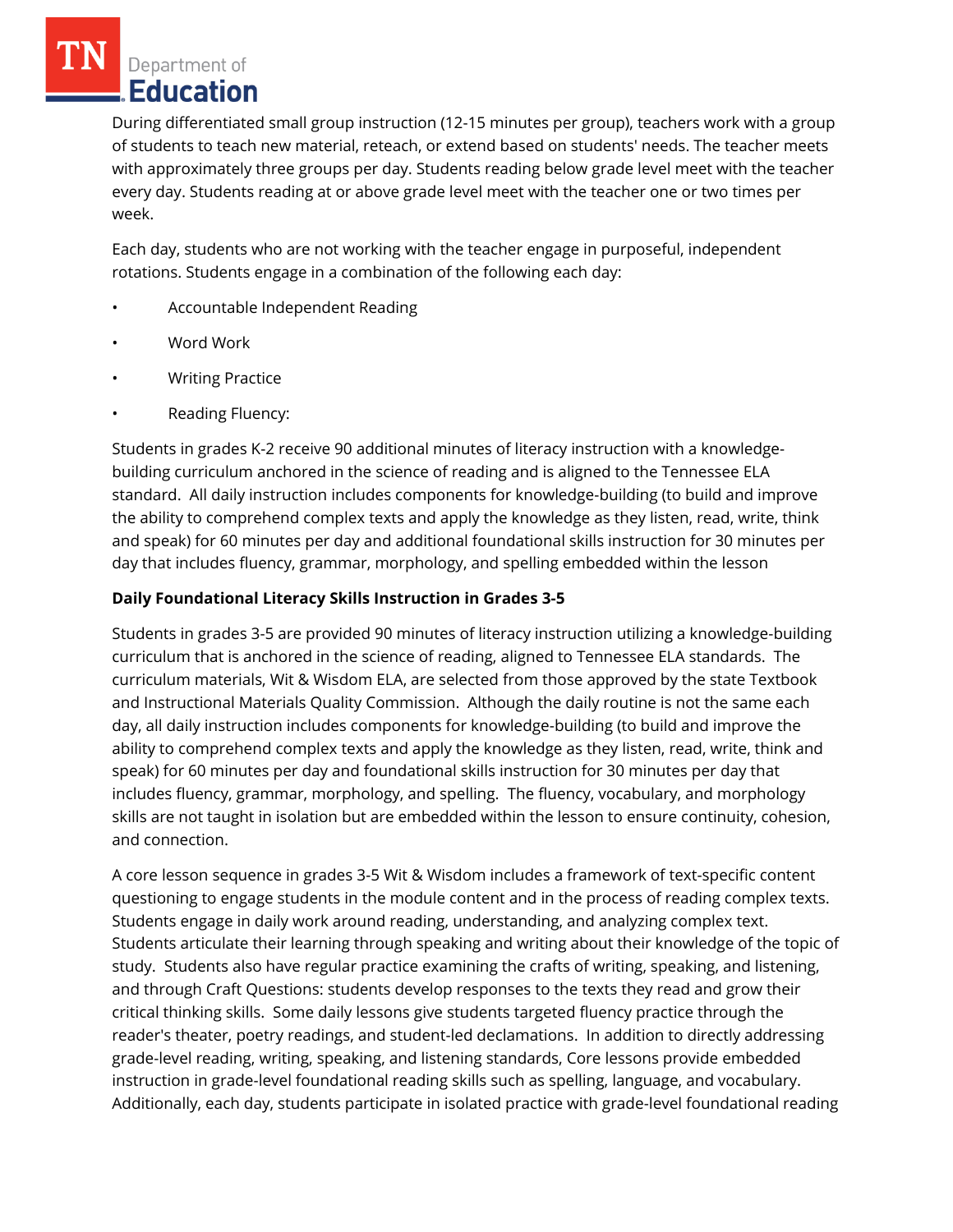During differentiated small group instruction (12-15 minutes per group), teachers work with a group of students to teach new material, reteach, or extend based on students' needs. The teacher meets with approximately three groups per day. Students reading below grade level meet with the teacher every day. Students reading at or above grade level meet with the teacher one or two times per week.

Each day, students who are not working with the teacher engage in purposeful, independent rotations. Students engage in a combination of the following each day:

- Accountable Independent Reading
- Word Work
- Writing Practice
- Reading Fluency:

Students in grades K-2 receive 90 additional minutes of literacy instruction with a knowledge-building curriculum anchored in the science of reading and is aligned to the Tennessee ELA standard. All daily instruction includes components for knowledge-building (to build and improve the ability to comprehend complex texts and apply the knowledge as they listen, read, write, think and speak) for 60 minutes per day and additional foundational skills instruction for 30 minutes per day that includes fluency, grammar, morphology, and spelling embedded within the lesson

**Daily Foundational Literacy Skills Instruction in Grades 3-5**

Students in grades 3-5 are provided 90 minutes of literacy instruction utilizing a knowledge-building curriculum that is anchored in the science of reading, aligned to Tennessee ELA standards. The curriculum materials, Wit & Wisdom ELA, are selected from those approved by the state Textbook and Instructional Materials Quality Commission. Although the daily routine is not the same each day, all daily instruction includes components for knowledge-building (to build and improve the ability to comprehend complex texts and apply the knowledge as they listen, read, write, think and speak) for 60 minutes per day and foundational skills instruction for 30 minutes per day that includes fluency, grammar, morphology, and spelling. The fluency, vocabulary, and morphology skills are not taught in isolation but are embedded within the lesson to ensure continuity, cohesion, and connection.

A core lesson sequence in grades 3-5 Wit & Wisdom includes a framework of text-specific content questioning to engage students in the module content and in the process of reading complex texts. Students engage in daily work around reading, understanding, and analyzing complex text. Students articulate their learning through speaking and writing about their knowledge of the topic of study. Students also have regular practice examining the crafts of writing, speaking, and listening, and through Craft Questions: students develop responses to the texts they read and grow their critical thinking skills. Some daily lessons give students targeted fluency practice through the reader's theater, poetry readings, and student-led declamations. In addition to directly addressing grade-level reading, writing, speaking, and listening standards, Core lessons provide embedded instruction in grade-level foundational reading skills such as spelling, language, and vocabulary. Additionally, each day, students participate in isolated practice with grade-level foundational reading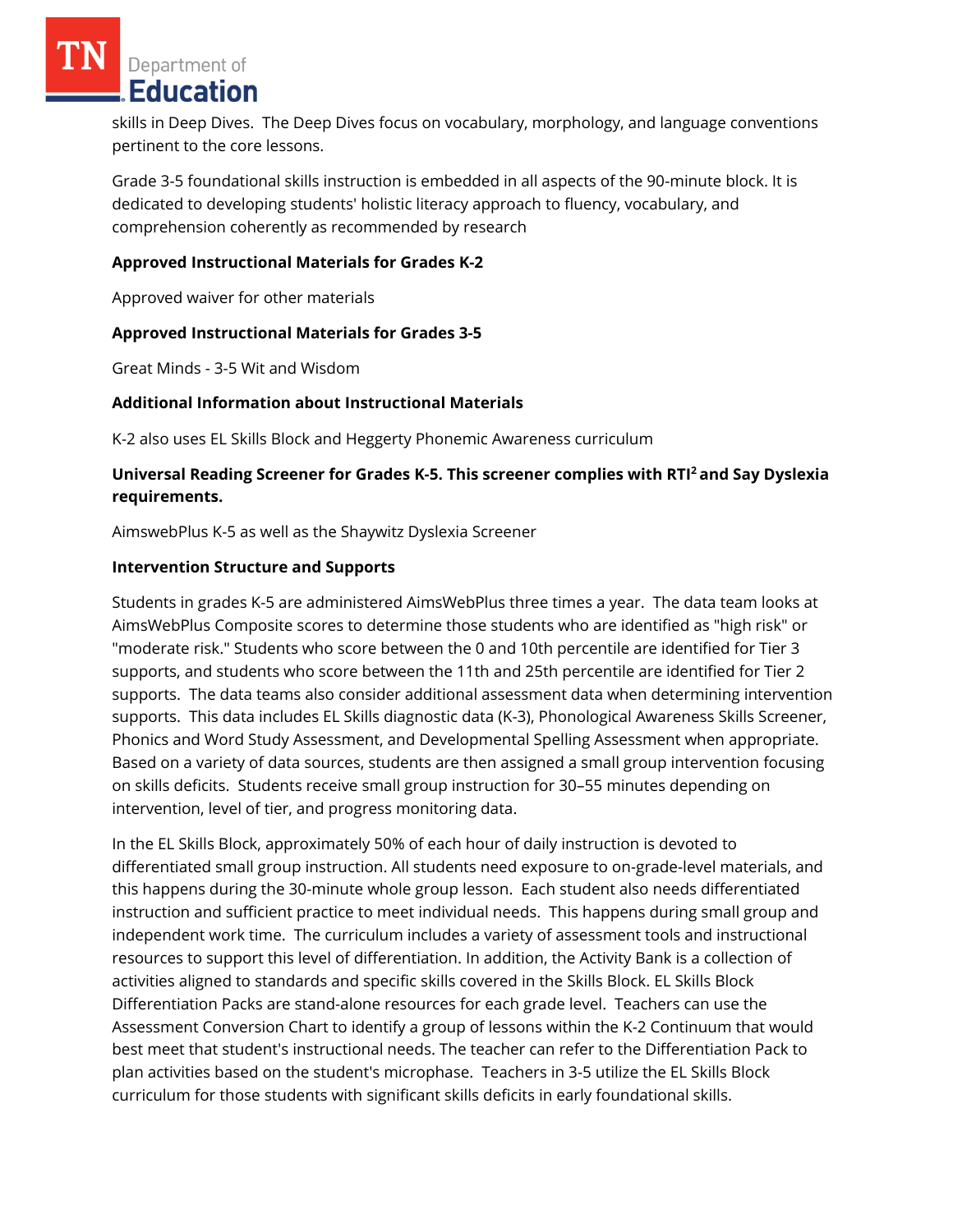skills in Deep Dives.  The Deep Dives focus on vocabulary, morphology, and language conventions pertinent to the core lessons.

Grade 3-5 foundational skills instruction is embedded in all aspects of the 90-minute block. It is dedicated to developing students' holistic literacy approach to fluency, vocabulary, and comprehension coherently as recommended by research

**Approved Instructional Materials for Grades K-2**

Approved waiver for other materials

**Approved Instructional Materials for Grades 3-5**

Great Minds - 3-5 Wit and Wisdom

**Additional Information about Instructional Materials**

K-2 also uses EL Skills Block and Heggerty Phonemic Awareness curriculum

**Universal Reading Screener for Grades K-5. This screener complies with RTI² and Say Dyslexia requirements.**

AimswebPlus K-5 as well as the Shaywitz Dyslexia Screener

**Intervention Structure and Supports**

Students in grades K-5 are administered AimsWebPlus three times a year.  The data team looks at AimsWebPlus Composite scores to determine those students who are identified as "high risk" or "moderate risk." Students who score between the 0 and 10th percentile are identified for Tier 3 supports, and students who score between the 11th and 25th percentile are identified for Tier 2 supports.  The data teams also consider additional assessment data when determining intervention supports.  This data includes EL Skills diagnostic data (K-3), Phonological Awareness Skills Screener, Phonics and Word Study Assessment, and Developmental Spelling Assessment when appropriate.  Based on a variety of data sources, students are then assigned a small group intervention focusing on skills deficits.  Students receive small group instruction for 30–55 minutes depending on intervention, level of tier, and progress monitoring data.

In the EL Skills Block, approximately 50% of each hour of daily instruction is devoted to differentiated small group instruction. All students need exposure to on-grade-level materials, and this happens during the 30-minute whole group lesson.  Each student also needs differentiated instruction and sufficient practice to meet individual needs.  This happens during small group and independent work time.  The curriculum includes a variety of assessment tools and instructional resources to support this level of differentiation. In addition, the Activity Bank is a collection of activities aligned to standards and specific skills covered in the Skills Block. EL Skills Block Differentiation Packs are stand-alone resources for each grade level.  Teachers can use the Assessment Conversion Chart to identify a group of lessons within the K-2 Continuum that would best meet that student's instructional needs. The teacher can refer to the Differentiation Pack to plan activities based on the student's microphase.  Teachers in 3-5 utilize the EL Skills Block curriculum for those students with significant skills deficits in early foundational skills.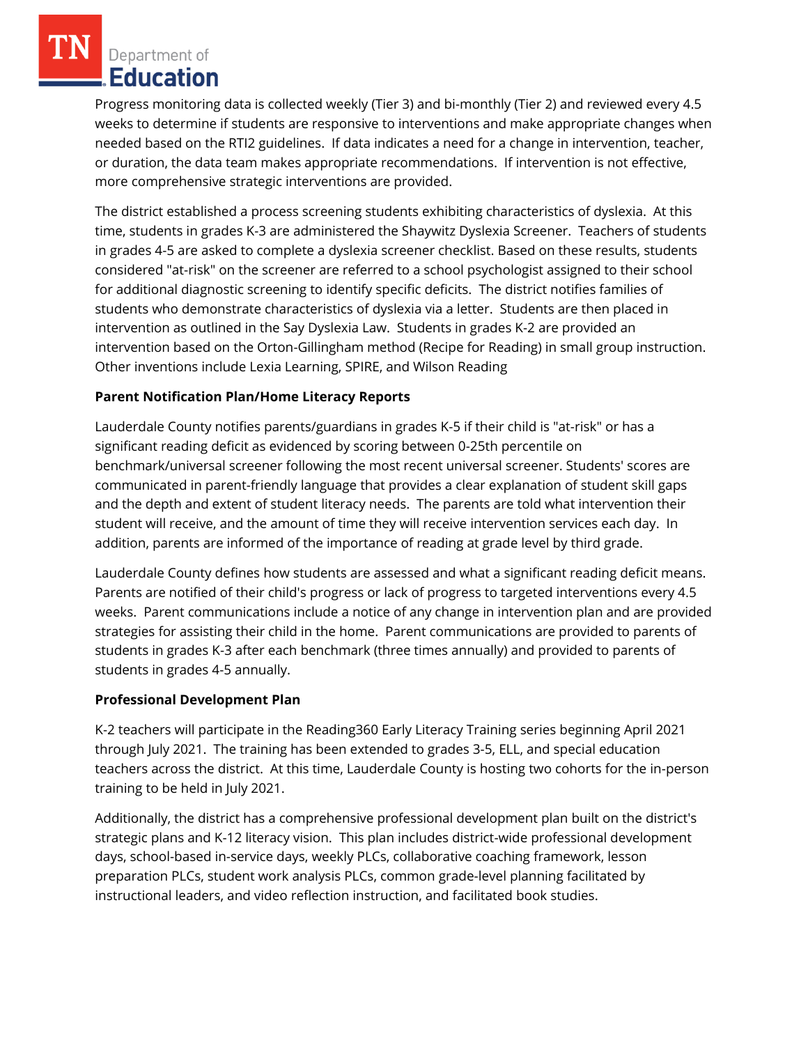Progress monitoring data is collected weekly (Tier 3) and bi-monthly (Tier 2) and reviewed every 4.5 weeks to determine if students are responsive to interventions and make appropriate changes when needed based on the RTI2 guidelines. If data indicates a need for a change in intervention, teacher, or duration, the data team makes appropriate recommendations. If intervention is not effective, more comprehensive strategic interventions are provided.

The district established a process screening students exhibiting characteristics of dyslexia. At this time, students in grades K-3 are administered the Shaywitz Dyslexia Screener. Teachers of students in grades 4-5 are asked to complete a dyslexia screener checklist. Based on these results, students considered "at-risk" on the screener are referred to a school psychologist assigned to their school for additional diagnostic screening to identify specific deficits. The district notifies families of students who demonstrate characteristics of dyslexia via a letter. Students are then placed in intervention as outlined in the Say Dyslexia Law. Students in grades K-2 are provided an intervention based on the Orton-Gillingham method (Recipe for Reading) in small group instruction. Other inventions include Lexia Learning, SPIRE, and Wilson Reading

**Parent Notification Plan/Home Literacy Reports**

Lauderdale County notifies parents/guardians in grades K-5 if their child is "at-risk" or has a significant reading deficit as evidenced by scoring between 0-25th percentile on benchmark/universal screener following the most recent universal screener. Students' scores are communicated in parent-friendly language that provides a clear explanation of student skill gaps and the depth and extent of student literacy needs. The parents are told what intervention their student will receive, and the amount of time they will receive intervention services each day. In addition, parents are informed of the importance of reading at grade level by third grade.

Lauderdale County defines how students are assessed and what a significant reading deficit means. Parents are notified of their child's progress or lack of progress to targeted interventions every 4.5 weeks. Parent communications include a notice of any change in intervention plan and are provided strategies for assisting their child in the home. Parent communications are provided to parents of students in grades K-3 after each benchmark (three times annually) and provided to parents of students in grades 4-5 annually.

**Professional Development Plan**

K-2 teachers will participate in the Reading360 Early Literacy Training series beginning April 2021 through July 2021. The training has been extended to grades 3-5, ELL, and special education teachers across the district. At this time, Lauderdale County is hosting two cohorts for the in-person training to be held in July 2021.

Additionally, the district has a comprehensive professional development plan built on the district's strategic plans and K-12 literacy vision. This plan includes district-wide professional development days, school-based in-service days, weekly PLCs, collaborative coaching framework, lesson preparation PLCs, student work analysis PLCs, common grade-level planning facilitated by instructional leaders, and video reflection instruction, and facilitated book studies.